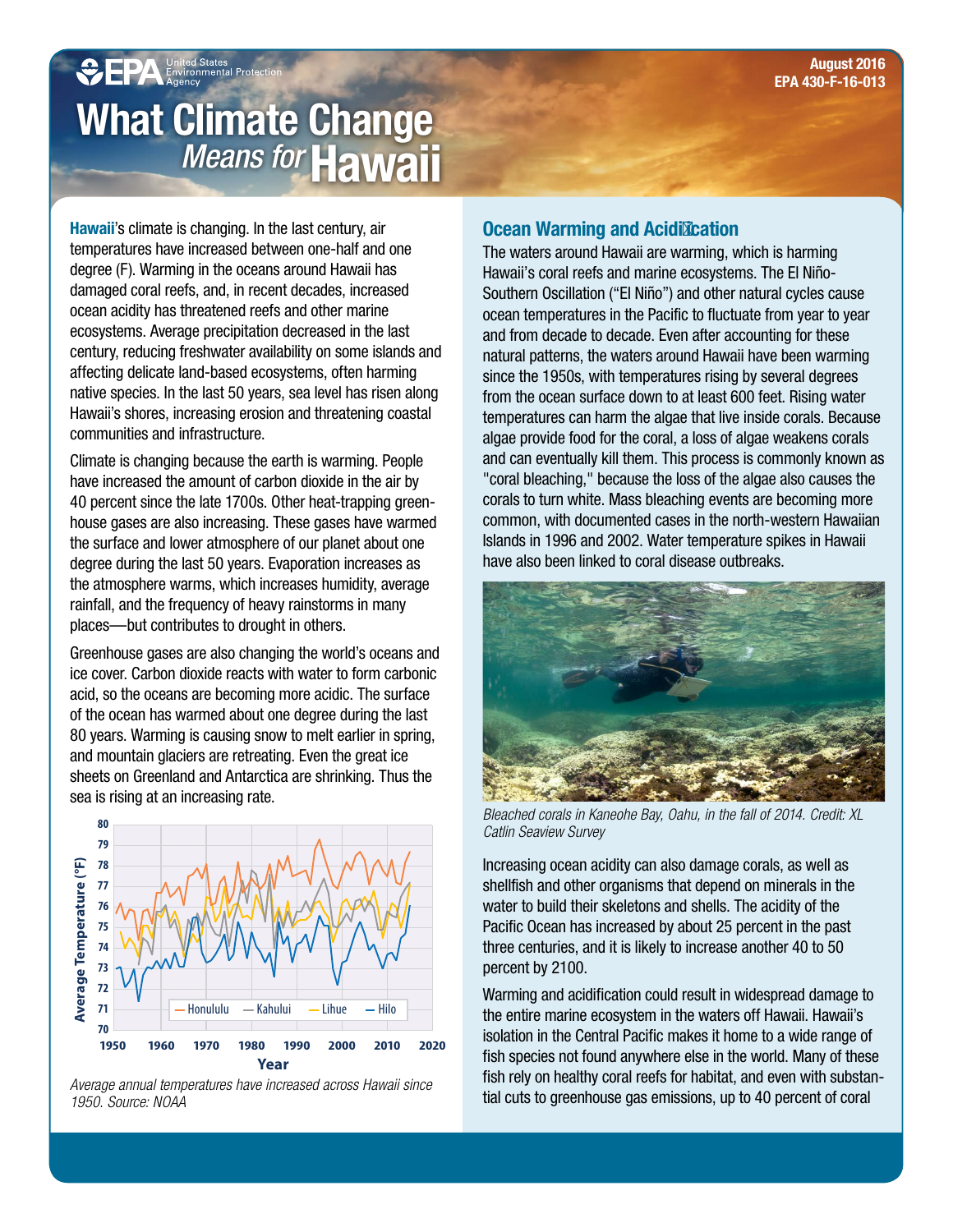August 2016
EPA 430-F-16-013

# What Climate Change *Means for* Hawaii

**Hawaii**'s climate is changing. In the last century, air temperatures have increased between one-half and one degree (F). Warming in the oceans around Hawaii has damaged coral reefs, and, in recent decades, increased ocean acidity has threatened reefs and other marine ecosystems. Average precipitation decreased in the last century, reducing freshwater availability on some islands and affecting delicate land-based ecosystems, often harming native species. In the last 50 years, sea level has risen along Hawaii's shores, increasing erosion and threatening coastal communities and infrastructure.

Climate is changing because the earth is warming. People have increased the amount of carbon dioxide in the air by 40 percent since the late 1700s. Other heat-trapping greenhouse gases are also increasing. These gases have warmed the surface and lower atmosphere of our planet about one degree during the last 50 years. Evaporation increases as the atmosphere warms, which increases humidity, average rainfall, and the frequency of heavy rainstorms in many places—but contributes to drought in others.

Greenhouse gases are also changing the world's oceans and ice cover. Carbon dioxide reacts with water to form carbonic acid, so the oceans are becoming more acidic. The surface of the ocean has warmed about one degree during the last 80 years. Warming is causing snow to melt earlier in spring, and mountain glaciers are retreating. Even the great ice sheets on Greenland and Antarctica are shrinking. Thus the sea is rising at an increasing rate.

*Average annual temperatures have increased across Hawaii since 1950. Source: NOAA*

## Ocean Warming and Acidification

The waters around Hawaii are warming, which is harming Hawaii's coral reefs and marine ecosystems. The El Niño-Southern Oscillation ("El Niño") and other natural cycles cause ocean temperatures in the Pacific to fluctuate from year to year and from decade to decade. Even after accounting for these natural patterns, the waters around Hawaii have been warming since the 1950s, with temperatures rising by several degrees from the ocean surface down to at least 600 feet. Rising water temperatures can harm the algae that live inside corals. Because algae provide food for the coral, a loss of algae weakens corals and can eventually kill them. This process is commonly known as "coral bleaching," because the loss of the algae also causes the corals to turn white. Mass bleaching events are becoming more common, with documented cases in the north-western Hawaiian Islands in 1996 and 2002. Water temperature spikes in Hawaii have also been linked to coral disease outbreaks.

*Bleached corals in Kaneohe Bay, Oahu, in the fall of 2014. Credit: XL Catlin Seaview Survey*

Increasing ocean acidity can also damage corals, as well as shellfish and other organisms that depend on minerals in the water to build their skeletons and shells. The acidity of the Pacific Ocean has increased by about 25 percent in the past three centuries, and it is likely to increase another 40 to 50 percent by 2100.

Warming and acidification could result in widespread damage to the entire marine ecosystem in the waters off Hawaii. Hawaii's isolation in the Central Pacific makes it home to a wide range of fish species not found anywhere else in the world. Many of these fish rely on healthy coral reefs for habitat, and even with substantial cuts to greenhouse gas emissions, up to 40 percent of coral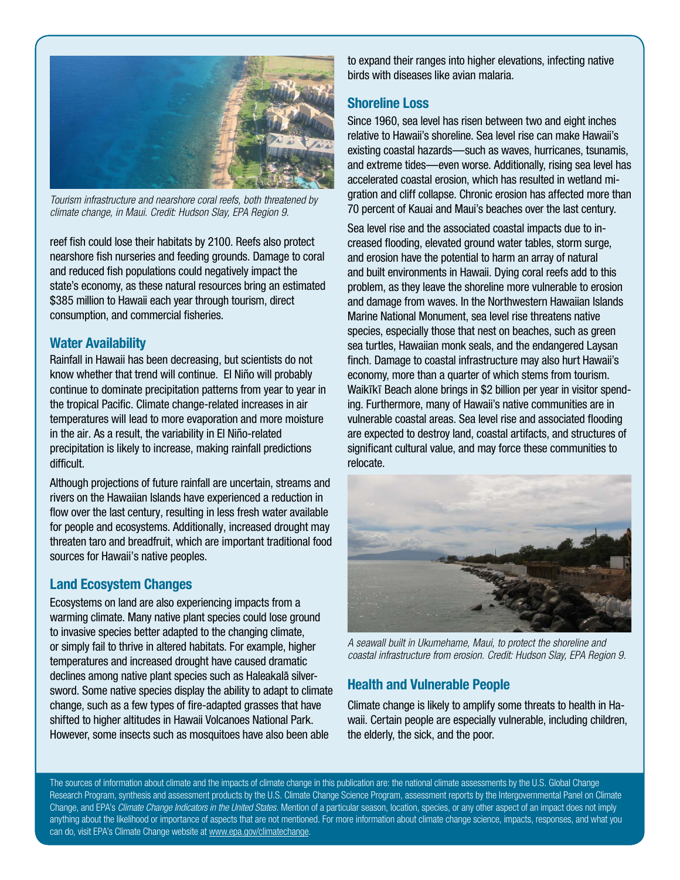*Tourism infrastructure and nearshore coral reefs, both threatened by climate change, in Maui. Credit: Hudson Slay, EPA Region 9.*

reef fish could lose their habitats by 2100. Reefs also protect nearshore fish nurseries and feeding grounds. Damage to coral and reduced fish populations could negatively impact the state's economy, as these natural resources bring an estimated $385 million to Hawaii each year through tourism, direct consumption, and commercial fisheries.

## Water Availability

Rainfall in Hawaii has been decreasing, but scientists do not know whether that trend will continue. El Niño will probably continue to dominate precipitation patterns from year to year in the tropical Pacific. Climate change-related increases in air temperatures will lead to more evaporation and more moisture in the air. As a result, the variability in El Niño-related precipitation is likely to increase, making rainfall predictions difficult.

Although projections of future rainfall are uncertain, streams and rivers on the Hawaiian Islands have experienced a reduction in flow over the last century, resulting in less fresh water available for people and ecosystems. Additionally, increased drought may threaten taro and breadfruit, which are important traditional food sources for Hawaii's native peoples.

## Land Ecosystem Changes

Ecosystems on land are also experiencing impacts from a warming climate. Many native plant species could lose ground to invasive species better adapted to the changing climate, or simply fail to thrive in altered habitats. For example, higher temperatures and increased drought have caused dramatic declines among native plant species such as Haleakalā silversword. Some native species display the ability to adapt to climate change, such as a few types of fire-adapted grasses that have shifted to higher altitudes in Hawaii Volcanoes National Park. However, some insects such as mosquitoes have also been able to expand their ranges into higher elevations, infecting native birds with diseases like avian malaria.

## Shoreline Loss

Since 1960, sea level has risen between two and eight inches relative to Hawaii's shoreline. Sea level rise can make Hawaii's existing coastal hazards—such as waves, hurricanes, tsunamis, and extreme tides—even worse. Additionally, rising sea level has accelerated coastal erosion, which has resulted in wetland migration and cliff collapse. Chronic erosion has affected more than 70 percent of Kauai and Maui's beaches over the last century.

Sea level rise and the associated coastal impacts due to increased flooding, elevated ground water tables, storm surge, and erosion have the potential to harm an array of natural and built environments in Hawaii. Dying coral reefs add to this problem, as they leave the shoreline more vulnerable to erosion and damage from waves. In the Northwestern Hawaiian Islands Marine National Monument, sea level rise threatens native species, especially those that nest on beaches, such as green sea turtles, Hawaiian monk seals, and the endangered Laysan finch. Damage to coastal infrastructure may also hurt Hawaii's economy, more than a quarter of which stems from tourism. Waikīkī Beach alone brings in $2 billion per year in visitor spending. Furthermore, many of Hawaii's native communities are in vulnerable coastal areas. Sea level rise and associated flooding are expected to destroy land, coastal artifacts, and structures of significant cultural value, and may force these communities to relocate.

*A seawall built in Ukumehame, Maui, to protect the shoreline and coastal infrastructure from erosion. Credit: Hudson Slay, EPA Region 9.*

## Health and Vulnerable People

Climate change is likely to amplify some threats to health in Hawaii. Certain people are especially vulnerable, including children, the elderly, the sick, and the poor.

The sources of information about climate and the impacts of climate change in this publication are: the national climate assessments by the U.S. Global Change Research Program, synthesis and assessment products by the U.S. Climate Change Science Program, assessment reports by the Intergovernmental Panel on Climate Change, and EPA's *Climate Change Indicators in the United States*. Mention of a particular season, location, species, or any other aspect of an impact does not imply anything about the likelihood or importance of aspects that are not mentioned. For more information about climate change science, impacts, responses, and what you can do, visit EPA's Climate Change website at www.epa.gov/climatechange.